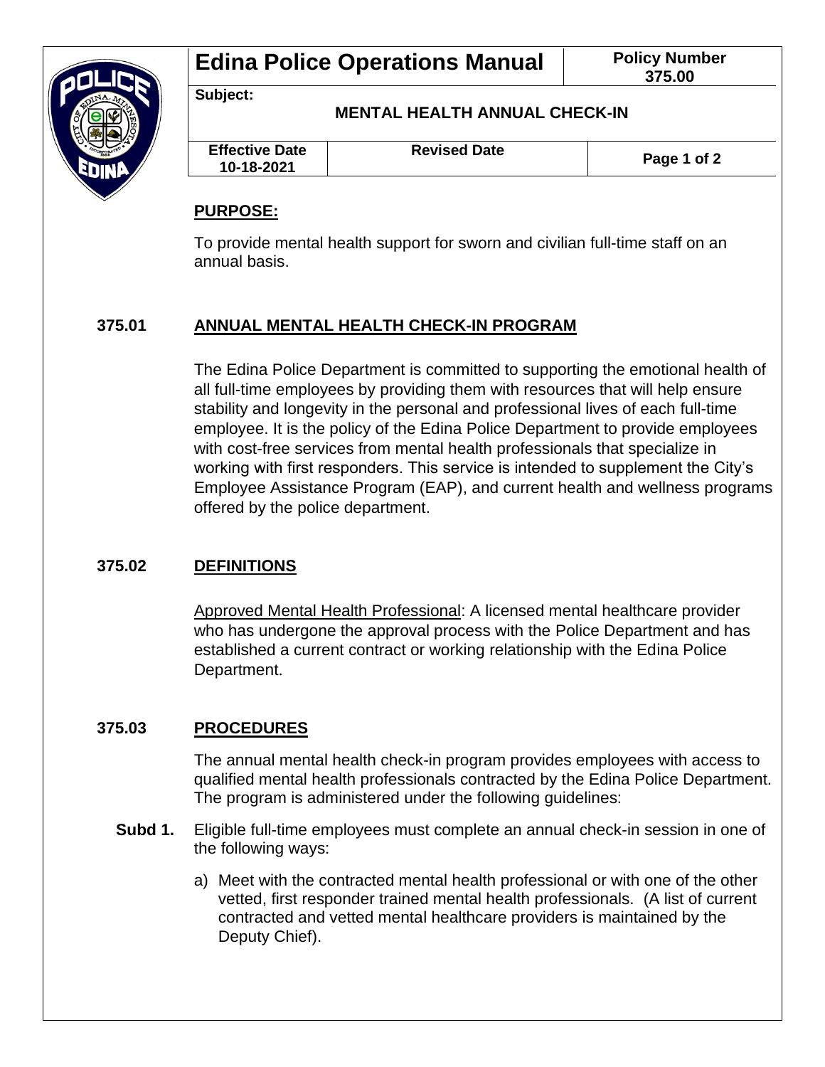# Edina Police Operations Manual

| Edina Police Operations Manual | | Policy Number 375.00 |
|---|---|---|
| **Subject:** MENTAL HEALTH ANNUAL CHECK-IN | | |
| **Effective Date** 10-18-2021 | **Revised Date** | |

## PURPOSE:

To provide mental health support for sworn and civilian full-time staff on an annual basis.

## 375.01 ANNUAL MENTAL HEALTH CHECK-IN PROGRAM

The Edina Police Department is committed to supporting the emotional health of all full-time employees by providing them with resources that will help ensure stability and longevity in the personal and professional lives of each full-time employee. It is the policy of the Edina Police Department to provide employees with cost-free services from mental health professionals that specialize in working with first responders. This service is intended to supplement the City's Employee Assistance Program (EAP), and current health and wellness programs offered by the police department.

## 375.02 DEFINITIONS

Approved Mental Health Professional: A licensed mental healthcare provider who has undergone the approval process with the Police Department and has established a current contract or working relationship with the Edina Police Department.

## 375.03 PROCEDURES

The annual mental health check-in program provides employees with access to qualified mental health professionals contracted by the Edina Police Department. The program is administered under the following guidelines:

**Subd 1.** Eligible full-time employees must complete an annual check-in session in one of the following ways:

a) Meet with the contracted mental health professional or with one of the other vetted, first responder trained mental health professionals. (A list of current contracted and vetted mental healthcare providers is maintained by the Deputy Chief).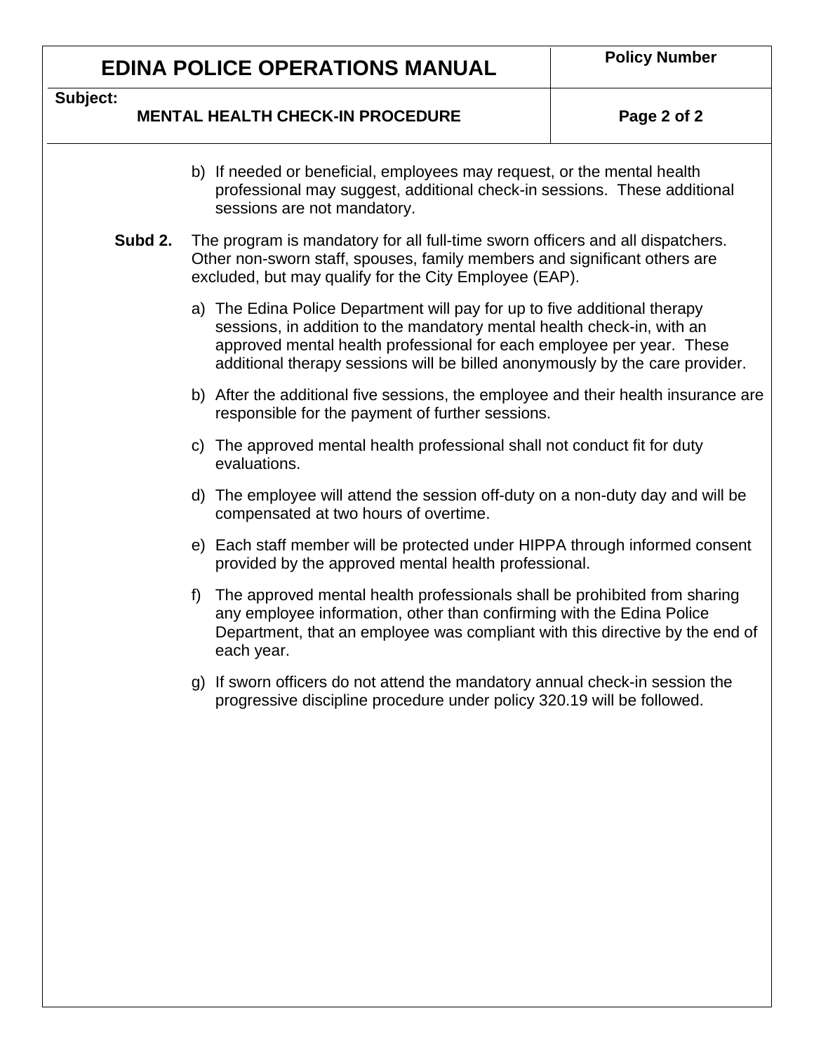b) If needed or beneficial, employees may request, or the mental health professional may suggest, additional check-in sessions. These additional sessions are not mandatory.

**Subd 2.** The program is mandatory for all full-time sworn officers and all dispatchers. Other non-sworn staff, spouses, family members and significant others are excluded, but may qualify for the City Employee (EAP).

a) The Edina Police Department will pay for up to five additional therapy sessions, in addition to the mandatory mental health check-in, with an approved mental health professional for each employee per year. These additional therapy sessions will be billed anonymously by the care provider.

b) After the additional five sessions, the employee and their health insurance are responsible for the payment of further sessions.

c) The approved mental health professional shall not conduct fit for duty evaluations.

d) The employee will attend the session off-duty on a non-duty day and will be compensated at two hours of overtime.

e) Each staff member will be protected under HIPPA through informed consent provided by the approved mental health professional.

f) The approved mental health professionals shall be prohibited from sharing any employee information, other than confirming with the Edina Police Department, that an employee was compliant with this directive by the end of each year.

g) If sworn officers do not attend the mandatory annual check-in session the progressive discipline procedure under policy 320.19 will be followed.